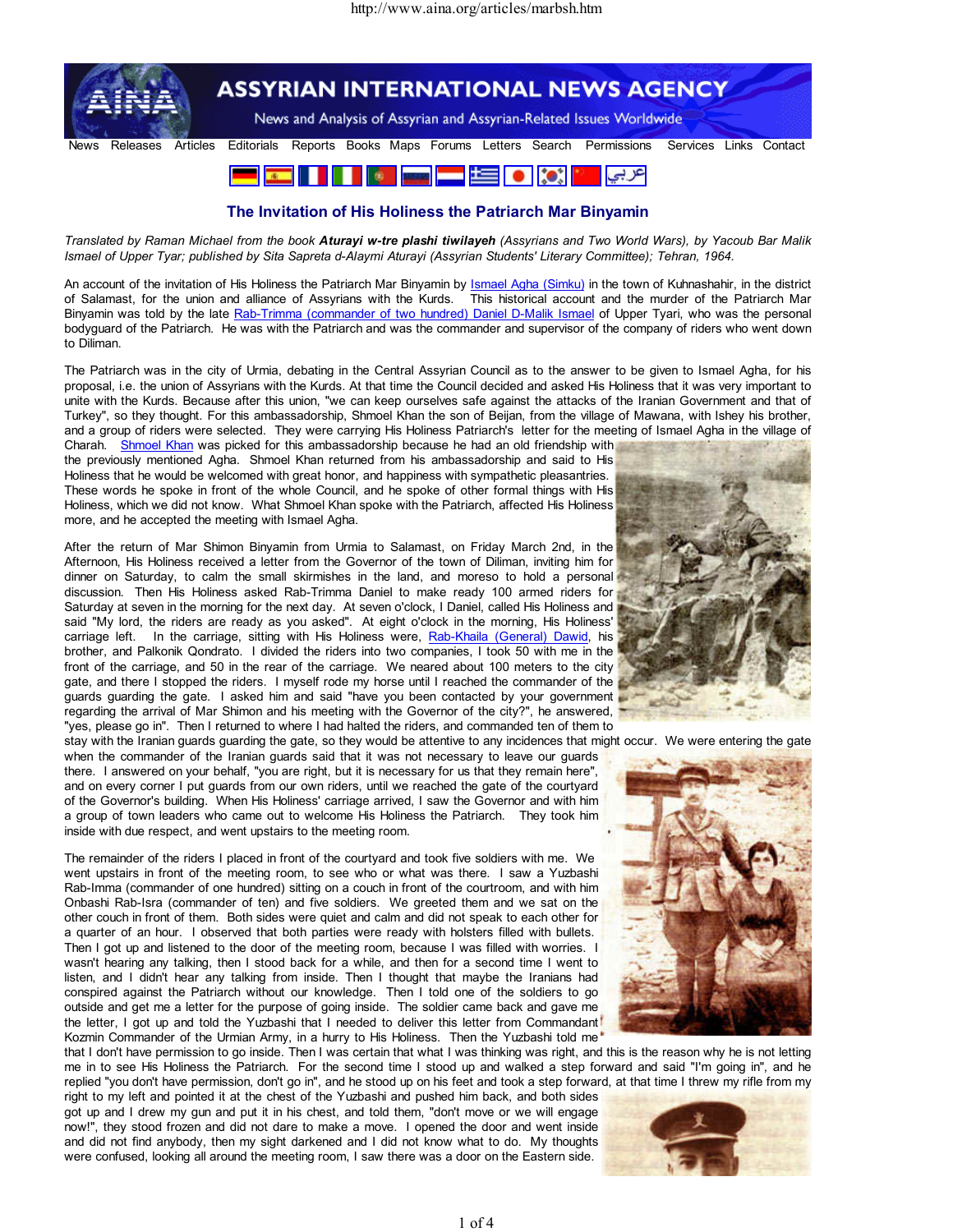# The Invitation of His Holiness the Patriarch Mar Binyamin

*Translated by Raman Michael from the book **Aturayi w-tre plashi tiwilayeh** (Assyrians and Two World Wars), by Yacoub Bar Malik Ismael of Upper Tyar; published by Sita Sapreta d-Alaymi Aturayi (Assyrian Students' Literary Committee); Tehran, 1964.*

An account of the invitation of His Holiness the Patriarch Mar Binyamin by Ismael Agha (Simku) in the town of Kuhnashahir, in the district of Salamast, for the union and alliance of Assyrians with the Kurds. This historical account and the murder of the Patriarch Mar Binyamin was told by the late Rab-Trimma (commander of two hundred) Daniel D-Malik Ismael of Upper Tyari, who was the personal bodyguard of the Patriarch. He was with the Patriarch and was the commander and supervisor of the company of riders who went down to Diliman.

The Patriarch was in the city of Urmia, debating in the Central Assyrian Council as to the answer to be given to Ismael Agha, for his proposal, i.e. the union of Assyrians with the Kurds. At that time the Council decided and asked His Holiness that it was very important to unite with the Kurds. Because after this union, "we can keep ourselves safe against the attacks of the Iranian Government and that of Turkey", so they thought. For this ambassadorship, Shmoel Khan the son of Beijan, from the village of Mawana, with Ishey his brother, and a group of riders were selected. They were carrying His Holiness Patriarch's letter for the meeting of Ismael Agha in the village of Charah. Shmoel Khan was picked for this ambassadorship because he had an old friendship with the previously mentioned Agha. Shmoel Khan returned from his ambassadorship and said to His Holiness that he would be welcomed with great honor, and happiness with sympathetic pleasantries. These words he spoke in front of the whole Council, and he spoke of other formal things with His Holiness, which we did not know. What Shmoel Khan spoke with the Patriarch, affected His Holiness more, and he accepted the meeting with Ismael Agha.

After the return of Mar Shimon Binyamin from Urmia to Salamast, on Friday March 2nd, in the Afternoon, His Holiness received a letter from the Governor of the town of Diliman, inviting him for dinner on Saturday, to calm the small skirmishes in the land, and moreso to hold a personal discussion. Then His Holiness asked Rab-Trimma Daniel to make ready 100 armed riders for Saturday at seven in the morning for the next day. At seven o'clock, I Daniel, called His Holiness and said "My lord, the riders are ready as you asked". At eight o'clock in the morning, His Holiness' carriage left. In the carriage, sitting with His Holiness were, Rab-Khaila (General) Dawid, his brother, and Palkonik Qondrato. I divided the riders into two companies, I took 50 with me in the front of the carriage, and 50 in the rear of the carriage. We neared about 100 meters to the city gate, and there I stopped the riders. I myself rode my horse until I reached the commander of the guards guarding the gate. I asked him and said "have you been contacted by your government regarding the arrival of Mar Shimon and his meeting with the Governor of the city?", he answered, "yes, please go in". Then I returned to where I had halted the riders, and commanded ten of them to stay with the Iranian guards guarding the gate, so they would be attentive to any incidences that might occur. We were entering the gate when the commander of the Iranian guards said that it was not necessary to leave our guards there. I answered on your behalf, "you are right, but it is necessary for us that they remain here", and on every corner I put guards from our own riders, until we reached the gate of the courtyard of the Governor's building. When His Holiness' carriage arrived, I saw the Governor and with him a group of town leaders who came out to welcome His Holiness the Patriarch. They took him inside with due respect, and went upstairs to the meeting room.

The remainder of the riders I placed in front of the courtyard and took five soldiers with me. We went upstairs in front of the meeting room, to see who or what was there. I saw a Yuzbashi Rab-Imma (commander of one hundred) sitting on a couch in front of the courtroom, and with him Onbashi Rab-Isra (commander of ten) and five soldiers. We greeted them and we sat on the other couch in front of them. Both sides were quiet and calm and did not speak to each other for a quarter of an hour. I observed that both parties were ready with holsters filled with bullets. Then I got up and listened to the door of the meeting room, because I was filled with worries. I wasn't hearing any talking, then I stood back for a while, and then for a second time I went to listen, and I didn't hear any talking from inside. Then I thought that maybe the Iranians had conspired against the Patriarch without our knowledge. Then I told one of the soldiers to go outside and get me a letter for the purpose of going inside. The soldier came back and gave me the letter, I got up and told the Yuzbashi that I needed to deliver this letter from Commandant Kozmin Commander of the Urmian Army, in a hurry to His Holiness. Then the Yuzbashi told me that I don't have permission to go inside. Then I was certain that what I was thinking was right, and this is the reason why he is not letting me in to see His Holiness the Patriarch. For the second time I stood up and walked a step forward and said "I'm going in", and he replied "you don't have permission, don't go in", and he stood up on his feet and took a step forward, at that time I threw my rifle from my right to my left and pointed it at the chest of the Yuzbashi and pushed him back, and both sides got up and I drew my gun and put it in his chest, and told them, "don't move or we will engage now!", they stood frozen and did not dare to make a move. I opened the door and went inside and did not find anybody, then my sight darkened and I did not know what to do. My thoughts were confused, looking all around the meeting room, I saw there was a door on the Eastern side.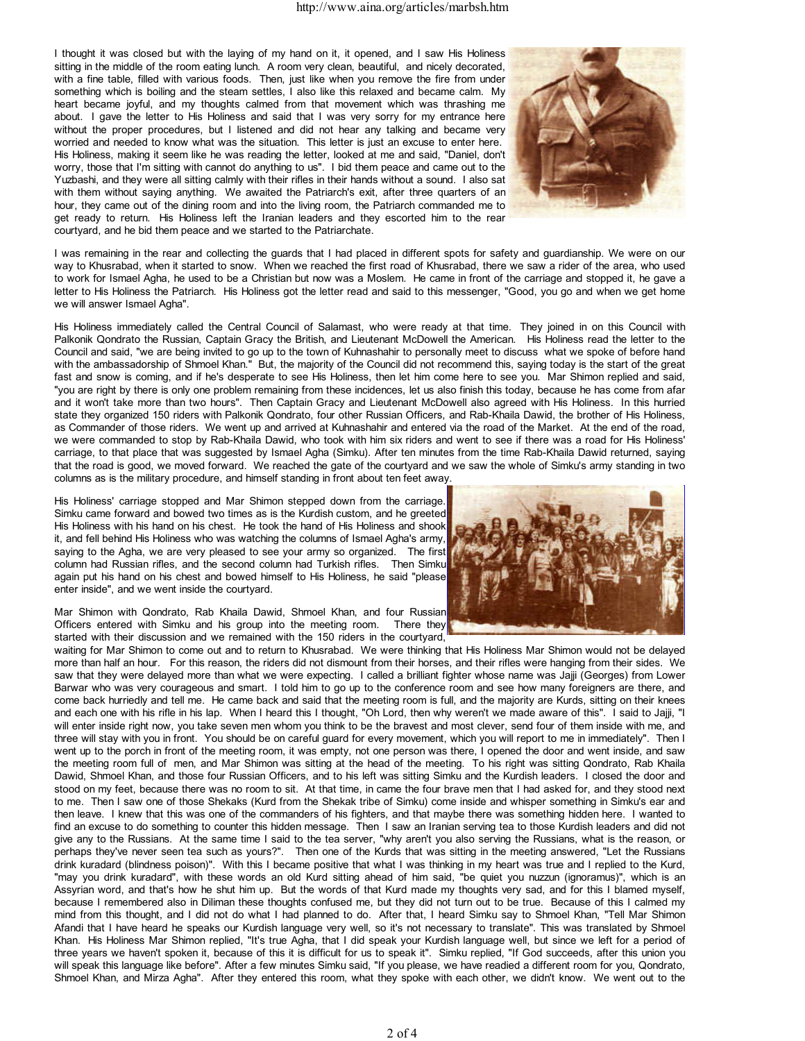I thought it was closed but with the laying of my hand on it, it opened, and I saw His Holiness sitting in the middle of the room eating lunch. A room very clean, beautiful, and nicely decorated, with a fine table, filled with various foods. Then, just like when you remove the fire from under something which is boiling and the steam settles, I also like this relaxed and became calm. My heart became joyful, and my thoughts calmed from that movement which was thrashing me about. I gave the letter to His Holiness and said that I was very sorry for my entrance here without the proper procedures, but I listened and did not hear any talking and became very worried and needed to know what was the situation. This letter is just an excuse to enter here. His Holiness, making it seem like he was reading the letter, looked at me and said, "Daniel, don't worry, those that I'm sitting with cannot do anything to us". I bid them peace and came out to the Yuzbashi, and they were all sitting calmly with their rifles in their hands without a sound. I also sat with them without saying anything. We awaited the Patriarch's exit, after three quarters of an hour, they came out of the dining room and into the living room, the Patriarch commanded me to get ready to return. His Holiness left the Iranian leaders and they escorted him to the rear courtyard, and he bid them peace and we started to the Patriarchate.

I was remaining in the rear and collecting the guards that I had placed in different spots for safety and guardianship. We were on our way to Khusrabad, when it started to snow. When we reached the first road of Khusrabad, there we saw a rider of the area, who used to work for Ismael Agha, he used to be a Christian but now was a Moslem. He came in front of the carriage and stopped it, he gave a letter to His Holiness the Patriarch. His Holiness got the letter read and said to this messenger, "Good, you go and when we get home we will answer Ismael Agha".

His Holiness immediately called the Central Council of Salamast, who were ready at that time. They joined in on this Council with Palkonik Qondrato the Russian, Captain Gracy the British, and Lieutenant McDowell the American. His Holiness read the letter to the Council and said, "we are being invited to go up to the town of Kuhnashahir to personally meet to discuss what we spoke of before hand with the ambassadorship of Shmoel Khan." But, the majority of the Council did not recommend this, saying today is the start of the great fast and snow is coming, and if he's desperate to see His Holiness, then let him come here to see you. Mar Shimon replied and said, "you are right by there is only one problem remaining from these incidences, let us also finish this today, because he has come from afar and it won't take more than two hours". Then Captain Gracy and Lieutenant McDowell also agreed with His Holiness. In this hurried state they organized 150 riders with Palkonik Qondrato, four other Russian Officers, and Rab-Khaila Dawid, the brother of His Holiness, as Commander of those riders. We went up and arrived at Kuhnashahir and entered via the road of the Market. At the end of the road, we were commanded to stop by Rab-Khaila Dawid, who took with him six riders and went to see if there was a road for His Holiness' carriage, to that place that was suggested by Ismael Agha (Simku). After ten minutes from the time Rab-Khaila Dawid returned, saying that the road is good, we moved forward. We reached the gate of the courtyard and we saw the whole of Simku's army standing in two columns as is the military procedure, and himself standing in front about ten feet away.

His Holiness' carriage stopped and Mar Shimon stepped down from the carriage. Simku came forward and bowed two times as is the Kurdish custom, and he greeted His Holiness with his hand on his chest. He took the hand of His Holiness and shook it, and fell behind His Holiness who was watching the columns of Ismael Agha's army, saying to the Agha, we are very pleased to see your army so organized. The first column had Russian rifles, and the second column had Turkish rifles. Then Simku again put his hand on his chest and bowed himself to His Holiness, he said "please enter inside", and we went inside the courtyard.

Mar Shimon with Qondrato, Rab Khaila Dawid, Shmoel Khan, and four Russian Officers entered with Simku and his group into the meeting room. There they started with their discussion and we remained with the 150 riders in the courtyard, waiting for Mar Shimon to come out and to return to Khusrabad. We were thinking that His Holiness Mar Shimon would not be delayed more than half an hour. For this reason, the riders did not dismount from their horses, and their rifles were hanging from their sides. We saw that they were delayed more than what we were expecting. I called a brilliant fighter whose name was Jajji (Georges) from Lower Barwar who was very courageous and smart. I told him to go up to the conference room and see how many foreigners are there, and come back hurriedly and tell me. He came back and said that the meeting room is full, and the majority are Kurds, sitting on their knees and each one with his rifle in his lap. When I heard this I thought, "Oh Lord, then why weren't we made aware of this". I said to Jajji, "I will enter inside right now, you take seven men whom you think to be the bravest and most clever, send four of them inside with me, and three will stay with you in front. You should be on careful guard for every movement, which you will report to me in immediately". Then I went up to the porch in front of the meeting room, it was empty, not one person was there, I opened the door and went inside, and saw the meeting room full of men, and Mar Shimon was sitting at the head of the meeting. To his right was sitting Qondrato, Rab Khaila Dawid, Shmoel Khan, and those four Russian Officers, and to his left was sitting Simku and the Kurdish leaders. I closed the door and stood on my feet, because there was no room to sit. At that time, in came the four brave men that I had asked for, and they stood next to me. Then I saw one of those Shekaks (Kurd from the Shekak tribe of Simku) come inside and whisper something in Simku's ear and then leave. I knew that this was one of the commanders of his fighters, and that maybe there was something hidden here. I wanted to find an excuse to do something to counter this hidden message. Then I saw an Iranian serving tea to those Kurdish leaders and did not give any to the Russians. At the same time I said to the tea server, "why aren't you also serving the Russians, what is the reason, or perhaps they've never seen tea such as yours?". Then one of the Kurds that was sitting in the meeting answered, "Let the Russians drink kuradard (blindness poison)". With this I became positive that what I was thinking in my heart was true and I replied to the Kurd, "may you drink kuradard", with these words an old Kurd sitting ahead of him said, "be quiet you nuzzun (ignoramus)", which is an Assyrian word, and that's how he shut him up. But the words of that Kurd made my thoughts very sad, and for this I blamed myself, because I remembered also in Diliman these thoughts confused me, but they did not turn out to be true. Because of this I calmed my mind from this thought, and I did not do what I had planned to do. After that, I heard Simku say to Shmoel Khan, "Tell Mar Shimon Afandi that I have heard he speaks our Kurdish language very well, so it's not necessary to translate". This was translated by Shmoel Khan. His Holiness Mar Shimon replied, "It's true Agha, that I did speak your Kurdish language well, but since we left for a period of three years we haven't spoken it, because of this it is difficult for us to speak it". Simku replied, "If God succeeds, after this union you will speak this language like before". After a few minutes Simku said, "If you please, we have readied a different room for you, Qondrato, Shmoel Khan, and Mirza Agha". After they entered this room, what they spoke with each other, we didn't know. We went out to the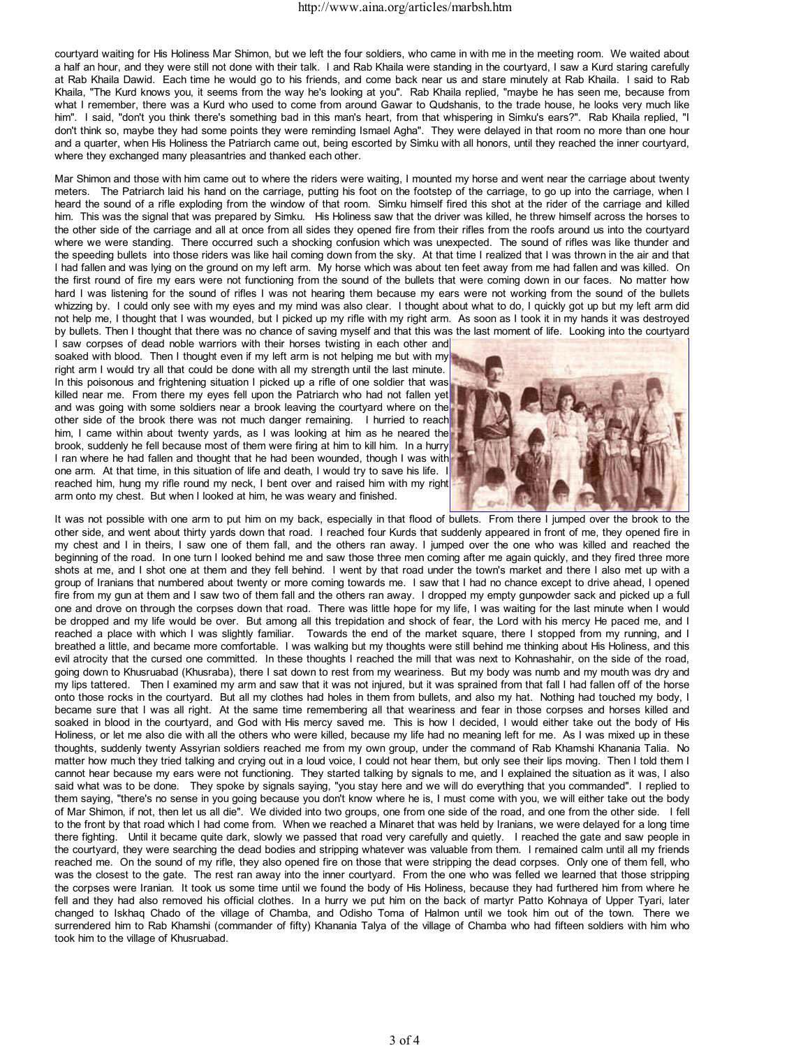courtyard waiting for His Holiness Mar Shimon, but we left the four soldiers, who came in with me in the meeting room. We waited about a half an hour, and they were still not done with their talk. I and Rab Khaila were standing in the courtyard, I saw a Kurd staring carefully at Rab Khaila Dawid. Each time he would go to his friends, and come back near us and stare minutely at Rab Khaila. I said to Rab Khaila, "The Kurd knows you, it seems from the way he's looking at you". Rab Khaila replied, "maybe he has seen me, because from what I remember, there was a Kurd who used to come from around Gawar to Qudshanis, to the trade house, he looks very much like him". I said, "don't you think there's something bad in this man's heart, from that whispering in Simku's ears?". Rab Khaila replied, "I don't think so, maybe they had some points they were reminding Ismael Agha". They were delayed in that room no more than one hour and a quarter, when His Holiness the Patriarch came out, being escorted by Simku with all honors, until they reached the inner courtyard, where they exchanged many pleasantries and thanked each other.

Mar Shimon and those with him came out to where the riders were waiting, I mounted my horse and went near the carriage about twenty meters. The Patriarch laid his hand on the carriage, putting his foot on the footstep of the carriage, to go up into the carriage, when I heard the sound of a rifle exploding from the window of that room. Simku himself fired this shot at the rider of the carriage and killed him. This was the signal that was prepared by Simku. His Holiness saw that the driver was killed, he threw himself across the horses to the other side of the carriage and all at once from all sides they opened fire from their rifles from the roofs around us into the courtyard where we were standing. There occurred such a shocking confusion which was unexpected. The sound of rifles was like thunder and the speeding bullets into those riders was like hail coming down from the sky. At that time I realized that I was thrown in the air and that I had fallen and was lying on the ground on my left arm. My horse which was about ten feet away from me had fallen and was killed. On the first round of fire my ears were not functioning from the sound of the bullets that were coming down in our faces. No matter how hard I was listening for the sound of rifles I was not hearing them because my ears were not working from the sound of the bullets whizzing by. I could only see with my eyes and my mind was also clear. I thought about what to do, I quickly got up but my left arm did not help me, I thought that I was wounded, but I picked up my rifle with my right arm. As soon as I took it in my hands it was destroyed by bullets. Then I thought that there was no chance of saving myself and that this was the last moment of life. Looking into the courtyard I saw corpses of dead noble warriors with their horses twisting in each other and soaked with blood. Then I thought even if my left arm is not helping me but with my right arm I would try all that could be done with all my strength until the last minute. In this poisonous and frightening situation I picked up a rifle of one soldier that was killed near me. From there my eyes fell upon the Patriarch who had not fallen yet and was going with some soldiers near a brook leaving the courtyard where on the other side of the brook there was not much danger remaining. I hurried to reach him, I came within about twenty yards, as I was looking at him as he neared the brook, suddenly he fell because most of them were firing at him to kill him. In a hurry I ran where he had fallen and thought that he had been wounded, though I was with one arm. At that time, in this situation of life and death, I would try to save his life. I reached him, hung my rifle round my neck, I bent over and raised him with my right arm onto my chest. But when I looked at him, he was weary and finished.

It was not possible with one arm to put him on my back, especially in that flood of bullets. From there I jumped over the brook to the other side, and went about thirty yards down that road. I reached four Kurds that suddenly appeared in front of me, they opened fire in my chest and I in theirs, I saw one of them fall, and the others ran away. I jumped over the one who was killed and reached the beginning of the road. In one turn I looked behind me and saw those three men coming after me again quickly, and they fired three more shots at me, and I shot one at them and they fell behind. I went by that road under the town's market and there I also met up with a group of Iranians that numbered about twenty or more coming towards me. I saw that I had no chance except to drive ahead, I opened fire from my gun at them and I saw two of them fall and the others ran away. I dropped my empty gunpowder sack and picked up a full one and drove on through the corpses down that road. There was little hope for my life, I was waiting for the last minute when I would be dropped and my life would be over. But among all this trepidation and shock of fear, the Lord with his mercy He paced me, and I reached a place with which I was slightly familiar. Towards the end of the market square, there I stopped from my running, and I breathed a little, and became more comfortable. I was walking but my thoughts were still behind me thinking about His Holiness, and this evil atrocity that the cursed one committed. In these thoughts I reached the mill that was next to Kohnashahir, on the side of the road, going down to Khusruabad (Khusraba), there I sat down to rest from my weariness. But my body was numb and my mouth was dry and my lips tattered. Then I examined my arm and saw that it was not injured, but it was sprained from that fall I had fallen off of the horse onto those rocks in the courtyard. But all my clothes had holes in them from bullets, and also my hat. Nothing had touched my body, I became sure that I was all right. At the same time remembering all that weariness and fear in those corpses and horses killed and soaked in blood in the courtyard, and God with His mercy saved me. This is how I decided, I would either take out the body of His Holiness, or let me also die with all the others who were killed, because my life had no meaning left for me. As I was mixed up in these thoughts, suddenly twenty Assyrian soldiers reached me from my own group, under the command of Rab Khamshi Khanania Talia. No matter how much they tried talking and crying out in a loud voice, I could not hear them, but only see their lips moving. Then I told them I cannot hear because my ears were not functioning. They started talking by signals to me, and I explained the situation as it was, I also said what was to be done. They spoke by signals saying, "you stay here and we will do everything that you commanded". I replied to them saying, "there's no sense in you going because you don't know where he is, I must come with you, we will either take out the body of Mar Shimon, if not, then let us all die". We divided into two groups, one from one side of the road, and one from the other side. I fell to the front by that road which I had come from. When we reached a Minaret that was held by Iranians, we were delayed for a long time there fighting. Until it became quite dark, slowly we passed that road very carefully and quietly. I reached the gate and saw people in the courtyard, they were searching the dead bodies and stripping whatever was valuable from them. I remained calm until all my friends reached me. On the sound of my rifle, they also opened fire on those that were stripping the dead corpses. Only one of them fell, who was the closest to the gate. The rest ran away into the inner courtyard. From the one who was felled we learned that those stripping the corpses were Iranian. It took us some time until we found the body of His Holiness, because they had furthered him from where he fell and they had also removed his official clothes. In a hurry we put him on the back of martyr Patto Kohnaya of Upper Tyari, later changed to Iskhaq Chado of the village of Chamba, and Odisho Toma of Halmon until we took him out of the town. There we surrendered him to Rab Khamshi (commander of fifty) Khanania Talya of the village of Chamba who had fifteen soldiers with him who took him to the village of Khusruabad.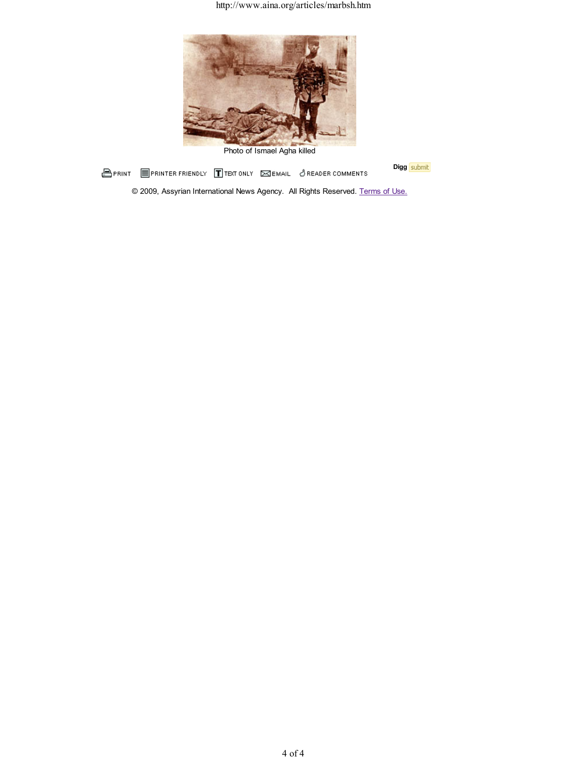Photo of Ismael Agha killed

PRINT PRINTER FRIENDLY TEXT ONLY EMAIL READER COMMENTS

Digg submit

© 2009, Assyrian International News Agency. All Rights Reserved. Terms of Use.